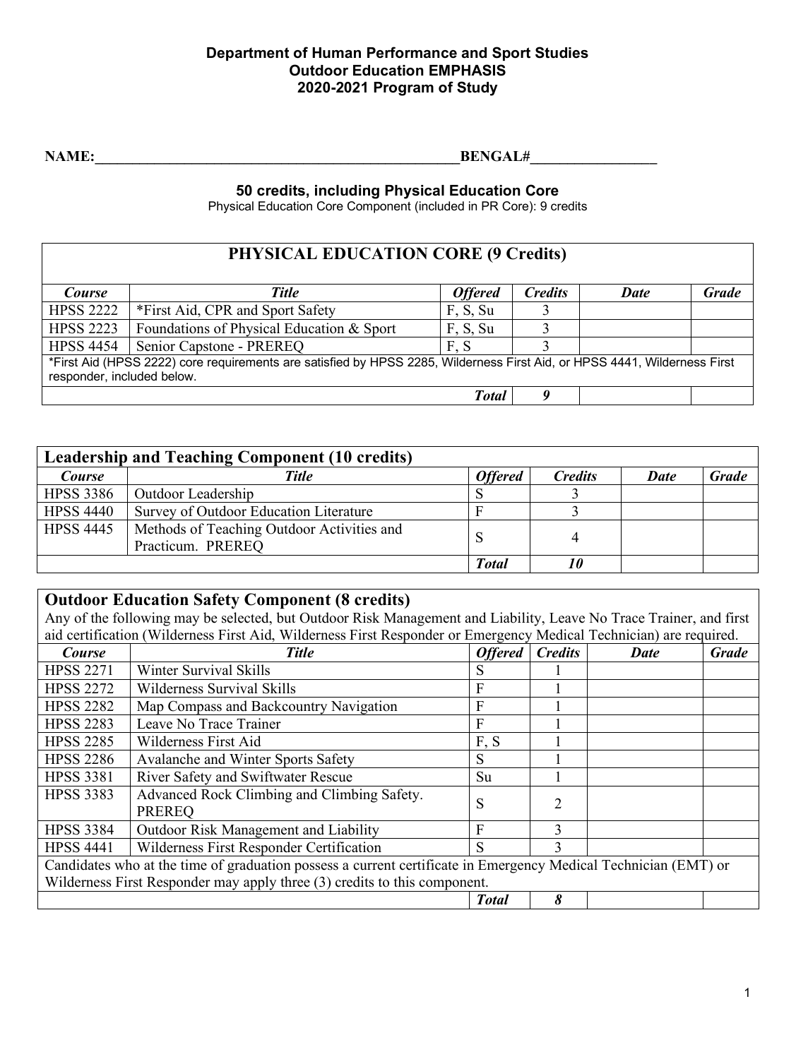**Department of Human Performance and Sport Studies**
**Outdoor Education EMPHASIS**
**2020-2021 Program of Study**

**NAME:**\_\_\_\_\_\_\_\_\_\_\_\_\_\_\_\_\_\_\_\_\_\_\_\_\_\_\_\_\_\_\_\_\_\_\_\_\_\_\_\_\_\_\_\_\_\_\_\_\_\_**BENGAL#**\_\_\_\_\_\_\_\_\_\_\_\_\_\_\_\_\_\_

**50 credits, including Physical Education Core**

Physical Education Core Component (included in PR Core): 9 credits

## PHYSICAL EDUCATION CORE (9 Credits)

| *Course* | *Title* | *Offered* | *Credits* | *Date* | *Grade* |
|---|---|---|---|---|---|
| HPSS 2222 | *First Aid, CPR and Sport Safety | F, S, Su | 3 | | |
| HPSS 2223 | Foundations of Physical Education & Sport | F, S, Su | 3 | | |
| HPSS 4454 | Senior Capstone - PREREQ | F, S | 3 | | |
| *First Aid (HPSS 2222) core requirements are satisfied by HPSS 2285, Wilderness First Aid, or HPSS 4441, Wilderness First responder, included below. | | | | | |
| | | ***Total*** | ***9*** | | |

## Leadership and Teaching Component (10 credits)

| *Course* | *Title* | *Offered* | *Credits* | *Date* | *Grade* |
|---|---|---|---|---|---|
| HPSS 3386 | Outdoor Leadership | S | 3 | | |
| HPSS 4440 | Survey of Outdoor Education Literature | F | 3 | | |
| HPSS 4445 | Methods of Teaching Outdoor Activities and Practicum. PREREQ | S | 4 | | |
| | | ***Total*** | ***10*** | | |

## Outdoor Education Safety Component (8 credits)

Any of the following may be selected, but Outdoor Risk Management and Liability, Leave No Trace Trainer, and first aid certification (Wilderness First Aid, Wilderness First Responder or Emergency Medical Technician) are required.

| *Course* | *Title* | *Offered* | *Credits* | *Date* | *Grade* |
|---|---|---|---|---|---|
| HPSS 2271 | Winter Survival Skills | S | 1 | | |
| HPSS 2272 | Wilderness Survival Skills | F | 1 | | |
| HPSS 2282 | Map Compass and Backcountry Navigation | F | 1 | | |
| HPSS 2283 | Leave No Trace Trainer | F | 1 | | |
| HPSS 2285 | Wilderness First Aid | F, S | 1 | | |
| HPSS 2286 | Avalanche and Winter Sports Safety | S | 1 | | |
| HPSS 3381 | River Safety and Swiftwater Rescue | Su | 1 | | |
| HPSS 3383 | Advanced Rock Climbing and Climbing Safety. PREREQ | S | 2 | | |
| HPSS 3384 | Outdoor Risk Management and Liability | F | 3 | | |
| HPSS 4441 | Wilderness First Responder Certification | S | 3 | | |
| Candidates who at the time of graduation possess a current certificate in Emergency Medical Technician (EMT) or Wilderness First Responder may apply three (3) credits to this component. | | | | | |
| | | ***Total*** | ***8*** | | |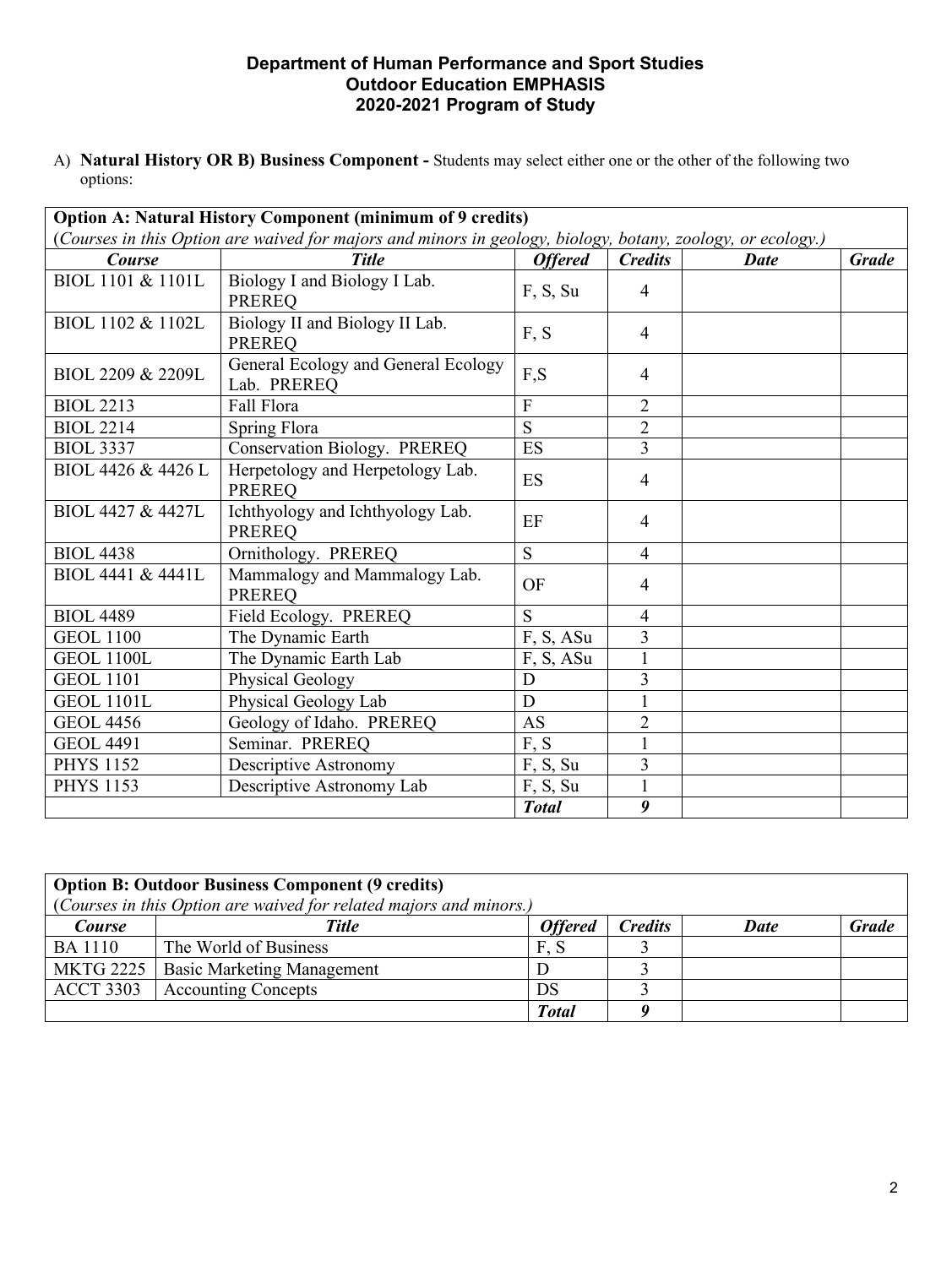**Department of Human Performance and Sport Studies**
**Outdoor Education EMPHASIS**
**2020-2021 Program of Study**

A) **Natural History OR B) Business Component -** Students may select either one or the other of the following two options:

| **Option A: Natural History Component (minimum of 9 credits)** (*Courses in this Option are waived for majors and minors in geology, biology, botany, zoology, or ecology.*) | | | | | |
|---|---|---|---|---|---|
| ***Course*** | ***Title*** | ***Offered*** | ***Credits*** | ***Date*** | ***Grade*** |
| BIOL 1101 & 1101L | Biology I and Biology I Lab. PREREQ | F, S, Su | 4 | | |
| BIOL 1102 & 1102L | Biology II and Biology II Lab. PREREQ | F, S | 4 | | |
| BIOL 2209 & 2209L | General Ecology and General Ecology Lab. PREREQ | F,S | 4 | | |
| BIOL 2213 | Fall Flora | F | 2 | | |
| BIOL 2214 | Spring Flora | S | 2 | | |
| BIOL 3337 | Conservation Biology. PREREQ | ES | 3 | | |
| BIOL 4426 & 4426 L | Herpetology and Herpetology Lab. PREREQ | ES | 4 | | |
| BIOL 4427 & 4427L | Ichthyology and Ichthyology Lab. PREREQ | EF | 4 | | |
| BIOL 4438 | Ornithology. PREREQ | S | 4 | | |
| BIOL 4441 & 4441L | Mammalogy and Mammalogy Lab. PREREQ | OF | 4 | | |
| BIOL 4489 | Field Ecology. PREREQ | S | 4 | | |
| GEOL 1100 | The Dynamic Earth | F, S, ASu | 3 | | |
| GEOL 1100L | The Dynamic Earth Lab | F, S, ASu | 1 | | |
| GEOL 1101 | Physical Geology | D | 3 | | |
| GEOL 1101L | Physical Geology Lab | D | 1 | | |
| GEOL 4456 | Geology of Idaho. PREREQ | AS | 2 | | |
| GEOL 4491 | Seminar. PREREQ | F, S | 1 | | |
| PHYS 1152 | Descriptive Astronomy | F, S, Su | 3 | | |
| PHYS 1153 | Descriptive Astronomy Lab | F, S, Su | 1 | | |
| | | ***Total*** | ***9*** | | |

| **Option B: Outdoor Business Component (9 credits)** (*Courses in this Option are waived for related majors and minors.*) | | | | | |
|---|---|---|---|---|---|
| ***Course*** | ***Title*** | ***Offered*** | ***Credits*** | ***Date*** | ***Grade*** |
| BA 1110 | The World of Business | F, S | 3 | | |
| MKTG 2225 | Basic Marketing Management | D | 3 | | |
| ACCT 3303 | Accounting Concepts | DS | 3 | | |
| | | ***Total*** | ***9*** | | |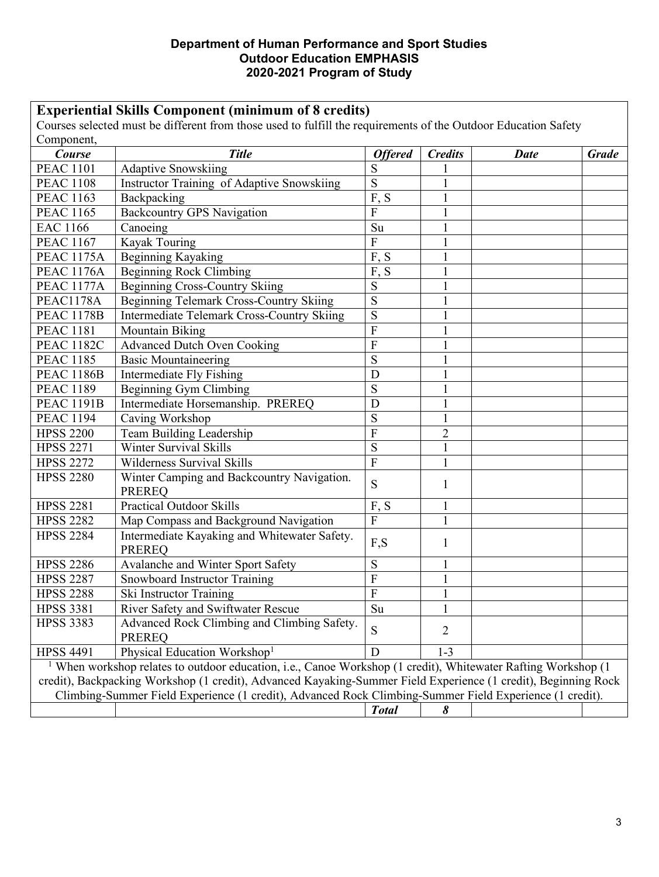**Department of Human Performance and Sport Studies**
**Outdoor Education EMPHASIS**
**2020-2021 Program of Study**

## Experiential Skills Component (minimum of 8 credits)

Courses selected must be different from those used to fulfill the requirements of the Outdoor Education Safety Component,

| *Course* | *Title* | *Offered* | *Credits* | *Date* | *Grade* |
|---|---|---|---|---|---|
| PEAC 1101 | Adaptive Snowskiing | S | 1 | | |
| PEAC 1108 | Instructor Training of Adaptive Snowskiing | S | 1 | | |
| PEAC 1163 | Backpacking | F, S | 1 | | |
| PEAC 1165 | Backcountry GPS Navigation | F | 1 | | |
| EAC 1166 | Canoeing | Su | 1 | | |
| PEAC 1167 | Kayak Touring | F | 1 | | |
| PEAC 1175A | Beginning Kayaking | F, S | 1 | | |
| PEAC 1176A | Beginning Rock Climbing | F, S | 1 | | |
| PEAC 1177A | Beginning Cross-Country Skiing | S | 1 | | |
| PEAC1178A | Beginning Telemark Cross-Country Skiing | S | 1 | | |
| PEAC 1178B | Intermediate Telemark Cross-Country Skiing | S | 1 | | |
| PEAC 1181 | Mountain Biking | F | 1 | | |
| PEAC 1182C | Advanced Dutch Oven Cooking | F | 1 | | |
| PEAC 1185 | Basic Mountaineering | S | 1 | | |
| PEAC 1186B | Intermediate Fly Fishing | D | 1 | | |
| PEAC 1189 | Beginning Gym Climbing | S | 1 | | |
| PEAC 1191B | Intermediate Horsemanship. PREREQ | D | 1 | | |
| PEAC 1194 | Caving Workshop | S | 1 | | |
| HPSS 2200 | Team Building Leadership | F | 2 | | |
| HPSS 2271 | Winter Survival Skills | S | 1 | | |
| HPSS 2272 | Wilderness Survival Skills | F | 1 | | |
| HPSS 2280 | Winter Camping and Backcountry Navigation. PREREQ | S | 1 | | |
| HPSS 2281 | Practical Outdoor Skills | F, S | 1 | | |
| HPSS 2282 | Map Compass and Background Navigation | F | 1 | | |
| HPSS 2284 | Intermediate Kayaking and Whitewater Safety. PREREQ | F,S | 1 | | |
| HPSS 2286 | Avalanche and Winter Sport Safety | S | 1 | | |
| HPSS 2287 | Snowboard Instructor Training | F | 1 | | |
| HPSS 2288 | Ski Instructor Training | F | 1 | | |
| HPSS 3381 | River Safety and Swiftwater Rescue | Su | 1 | | |
| HPSS 3383 | Advanced Rock Climbing and Climbing Safety. PREREQ | S | 2 | | |
| HPSS 4491 | Physical Education Workshop[1] | D | 1-3 | | |
| | | *Total* | *8* | | |

[1] When workshop relates to outdoor education, i.e., Canoe Workshop (1 credit), Whitewater Rafting Workshop (1 credit), Backpacking Workshop (1 credit), Advanced Kayaking-Summer Field Experience (1 credit), Beginning Rock Climbing-Summer Field Experience (1 credit), Advanced Rock Climbing-Summer Field Experience (1 credit).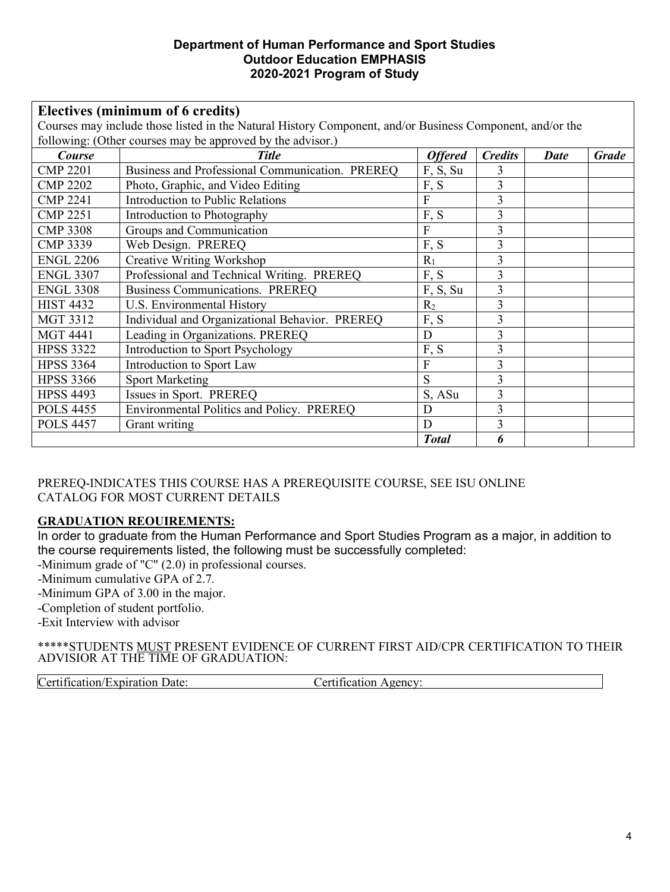**Department of Human Performance and Sport Studies**
**Outdoor Education EMPHASIS**
**2020-2021 Program of Study**

## Electives (minimum of 6 credits)

Courses may include those listed in the Natural History Component, and/or Business Component, and/or the following: (Other courses may be approved by the advisor.)

| *Course* | *Title* | *Offered* | *Credits* | *Date* | *Grade* |
|---|---|---|---|---|---|
| CMP 2201 | Business and Professional Communication. PREREQ | F, S, Su | 3 | | |
| CMP 2202 | Photo, Graphic, and Video Editing | F, S | 3 | | |
| CMP 2241 | Introduction to Public Relations | F | 3 | | |
| CMP 2251 | Introduction to Photography | F, S | 3 | | |
| CMP 3308 | Groups and Communication | F | 3 | | |
| CMP 3339 | Web Design. PREREQ | F, S | 3 | | |
| ENGL 2206 | Creative Writing Workshop | $R_1$ | 3 | | |
| ENGL 3307 | Professional and Technical Writing. PREREQ | F, S | 3 | | |
| ENGL 3308 | Business Communications. PREREQ | F, S, Su | 3 | | |
| HIST 4432 | U.S. Environmental History | $R_2$ | 3 | | |
| MGT 3312 | Individual and Organizational Behavior. PREREQ | F, S | 3 | | |
| MGT 4441 | Leading in Organizations. PREREQ | D | 3 | | |
| HPSS 3322 | Introduction to Sport Psychology | F, S | 3 | | |
| HPSS 3364 | Introduction to Sport Law | F | 3 | | |
| HPSS 3366 | Sport Marketing | S | 3 | | |
| HPSS 4493 | Issues in Sport. PREREQ | S, ASu | 3 | | |
| POLS 4455 | Environmental Politics and Policy. PREREQ | D | 3 | | |
| POLS 4457 | Grant writing | D | 3 | | |
| | | ***Total*** | ***6*** | | |

PREREQ-INDICATES THIS COURSE HAS A PREREQUISITE COURSE, SEE ISU ONLINE CATALOG FOR MOST CURRENT DETAILS

**GRADUATION REOUIREMENTS:**

In order to graduate from the Human Performance and Sport Studies Program as a major, in addition to the course requirements listed, the following must be successfully completed:

-Minimum grade of "C" (2.0) in professional courses.

-Minimum cumulative GPA of 2.7.

-Minimum GPA of 3.00 in the major.

-Completion of student portfolio.

-Exit Interview with advisor

*****STUDENTS <u>MUST</u> PRESENT EVIDENCE OF CURRENT FIRST AID/CPR CERTIFICATION TO THEIR ADVISIOR AT THE TIME OF GRADUATION:

| | |
|---|---|
| Certification/Expiration Date: | Certification Agency: |